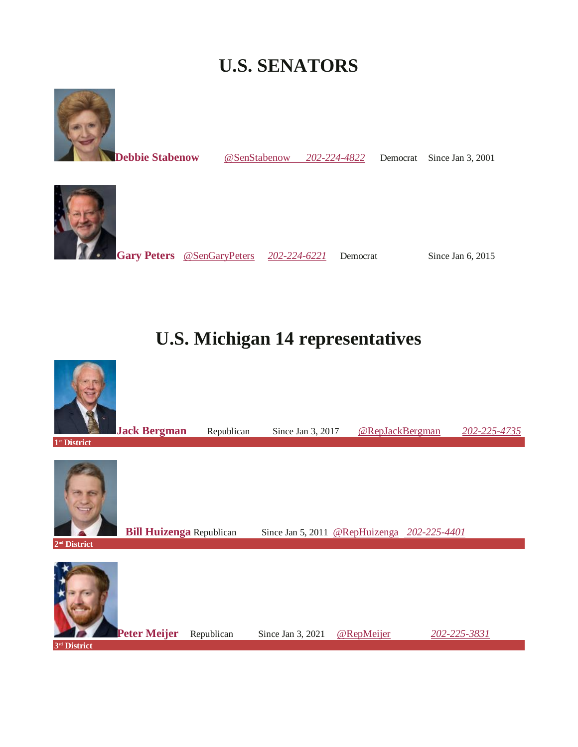# U.S. SENATORS

**Debbie Stabenow** @SenStabenow *202-224-4822* Democrat Since Jan 3, 2001

**Gary Peters** @SenGaryPeters *202-224-6221* Democrat Since Jan 6, 2015

# U.S. Michigan 14 representatives

**Jack Bergman** Republican Since Jan 3, 2017 @RepJackBergman *202-225-4735*

**1st District**

**Bill Huizenga** Republican Since Jan 5, 2011 @RepHuizenga *202-225-4401*

**2nd District**

**Peter Meijer** Republican Since Jan 3, 2021 @RepMeijer *202-225-3831*

**3rd District**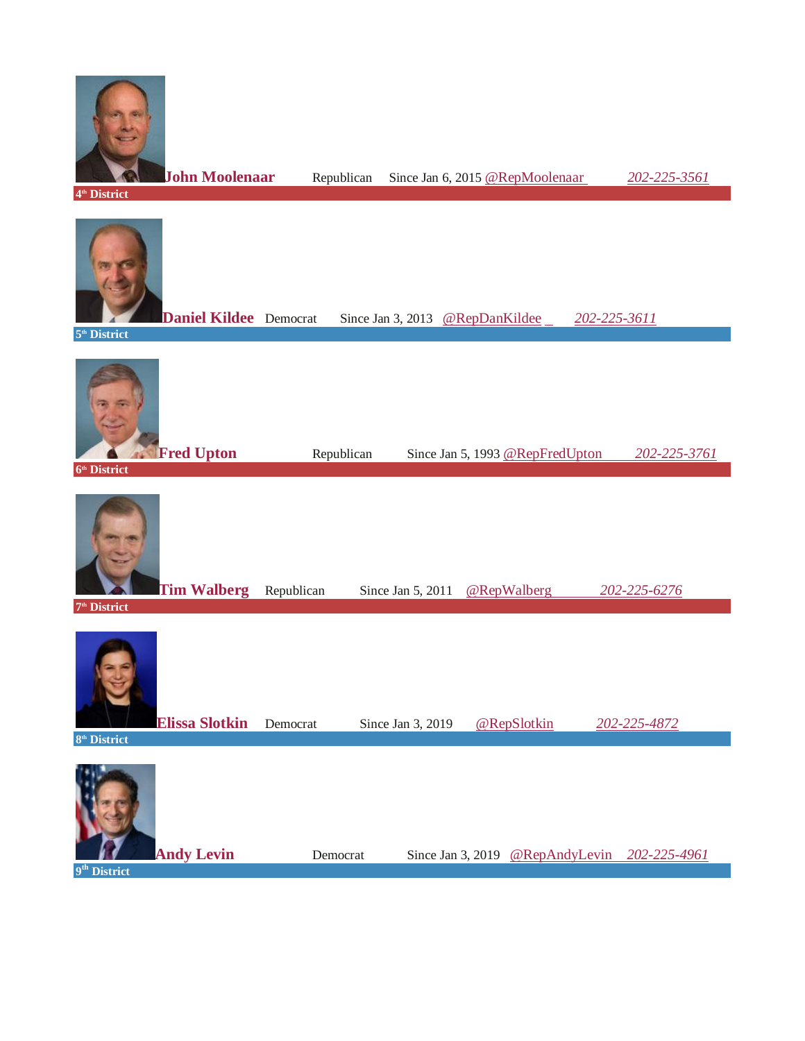**John Moolenaar** Republican Since Jan 6, 2015 @RepMoolenaar *202-225-3561*

**4th District**

**Daniel Kildee** Democrat Since Jan 3, 2013 @RepDanKildee *202-225-3611*

**5th District**

**Fred Upton** Republican Since Jan 5, 1993 @RepFredUpton *202-225-3761*

**6th District**

**Tim Walberg** Republican Since Jan 5, 2011 @RepWalberg *202-225-6276*

**7th District**

**Elissa Slotkin** Democrat Since Jan 3, 2019 @RepSlotkin *202-225-4872*

**8th District**

**Andy Levin** Democrat Since Jan 3, 2019 @RepAndyLevin *202-225-4961*

**9th District**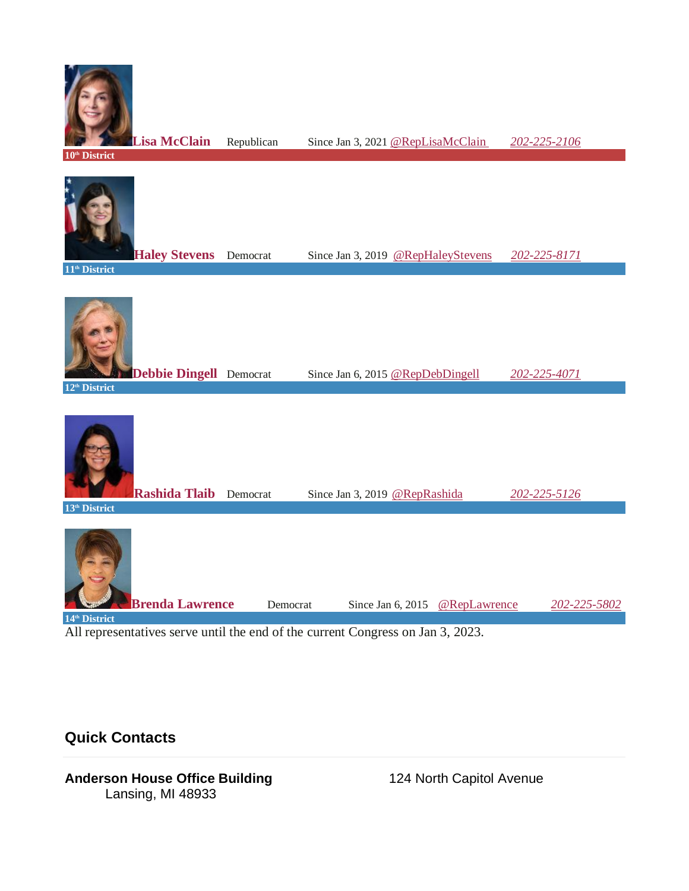**Lisa McClain** Republican Since Jan 3, 2021 @RepLisaMcClain *202-225-2106*

**10th District**

**Haley Stevens** Democrat Since Jan 3, 2019 @RepHaleyStevens *202-225-8171*

**11th District**

**Debbie Dingell** Democrat Since Jan 6, 2015 @RepDebDingell *202-225-4071*

**12th District**

**Rashida Tlaib** Democrat Since Jan 3, 2019 @RepRashida *202-225-5126*

**13th District**

**Brenda Lawrence** Democrat Since Jan 6, 2015 @RepLawrence *202-225-5802*

**14th District**

All representatives serve until the end of the current Congress on Jan 3, 2023.

## Quick Contacts

**Anderson House Office Building** 124 North Capitol Avenue
Lansing, MI 48933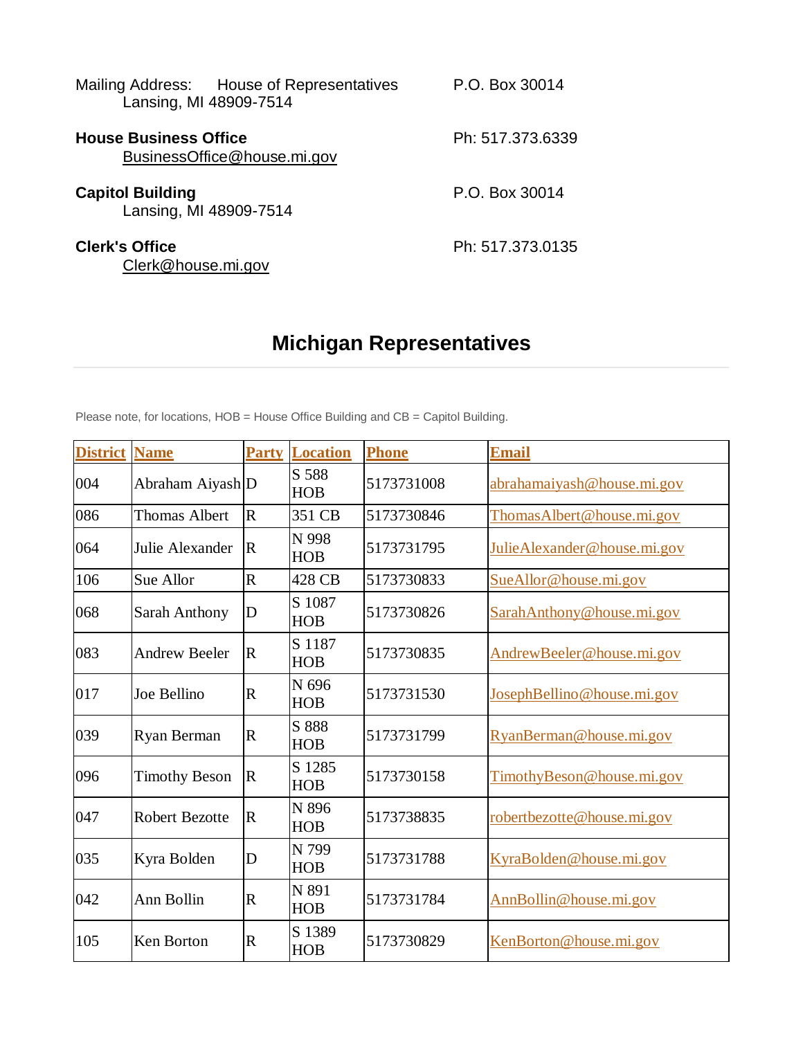Mailing Address: House of Representatives P.O. Box 30014
Lansing, MI 48909-7514

**House Business Office** Ph: 517.373.6339
BusinessOffice@house.mi.gov

**Capitol Building** P.O. Box 30014
Lansing, MI 48909-7514

**Clerk's Office** Ph: 517.373.0135
Clerk@house.mi.gov

## Michigan Representatives

Please note, for locations, HOB = House Office Building and CB = Capitol Building.

| District | Name | Party | Location | Phone | Email |
|---|---|---|---|---|---|
| 004 | Abraham Aiyash | D | S 588 HOB | 5173731008 | abrahamaiyash@house.mi.gov |
| 086 | Thomas Albert | R | 351 CB | 5173730846 | ThomasAlbert@house.mi.gov |
| 064 | Julie Alexander | R | N 998 HOB | 5173731795 | JulieAlexander@house.mi.gov |
| 106 | Sue Allor | R | 428 CB | 5173730833 | SueAllor@house.mi.gov |
| 068 | Sarah Anthony | D | S 1087 HOB | 5173730826 | SarahAnthony@house.mi.gov |
| 083 | Andrew Beeler | R | S 1187 HOB | 5173730835 | AndrewBeeler@house.mi.gov |
| 017 | Joe Bellino | R | N 696 HOB | 5173731530 | JosephBellino@house.mi.gov |
| 039 | Ryan Berman | R | S 888 HOB | 5173731799 | RyanBerman@house.mi.gov |
| 096 | Timothy Beson | R | S 1285 HOB | 5173730158 | TimothyBeson@house.mi.gov |
| 047 | Robert Bezotte | R | N 896 HOB | 5173738835 | robertbezotte@house.mi.gov |
| 035 | Kyra Bolden | D | N 799 HOB | 5173731788 | KyraBolden@house.mi.gov |
| 042 | Ann Bollin | R | N 891 HOB | 5173731784 | AnnBollin@house.mi.gov |
| 105 | Ken Borton | R | S 1389 HOB | 5173730829 | KenBorton@house.mi.gov |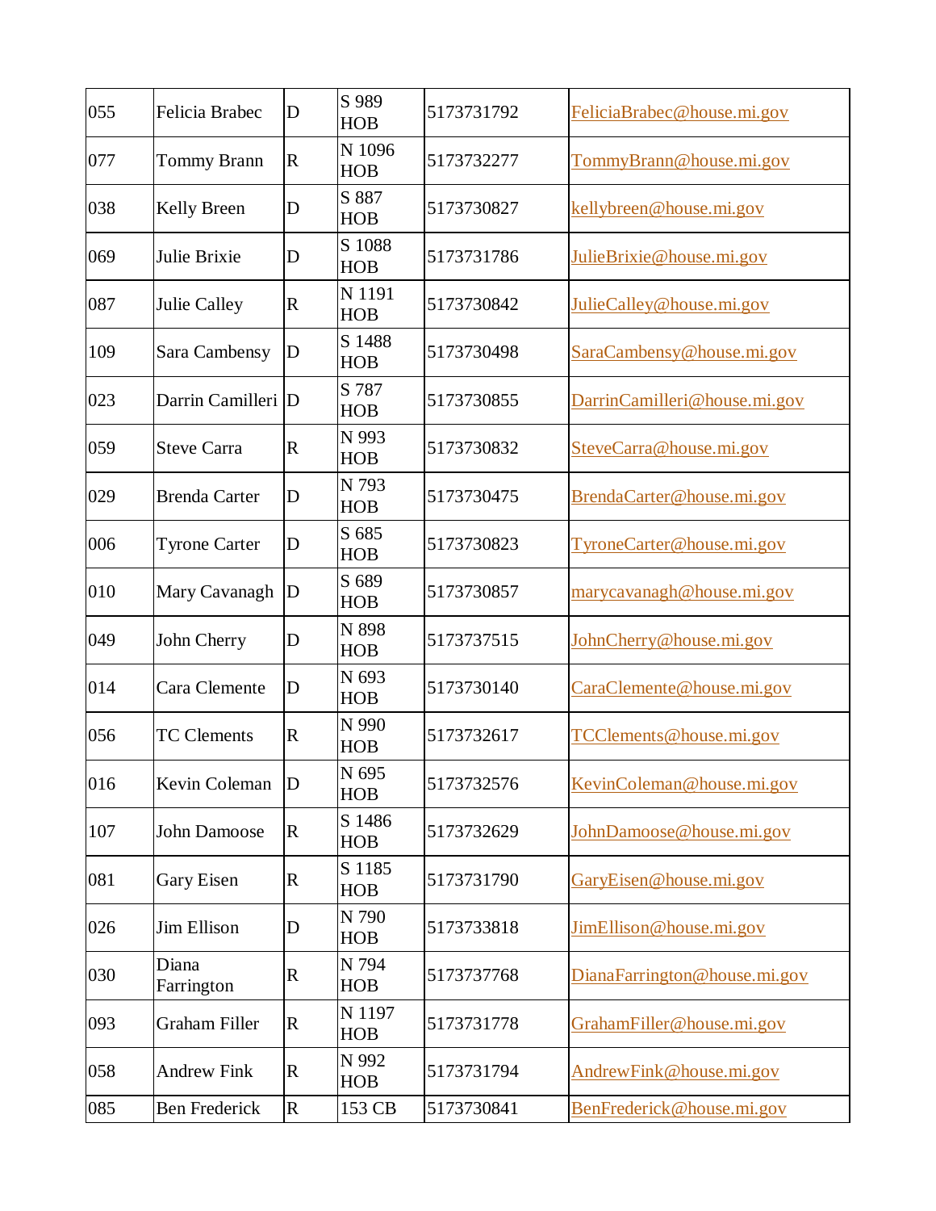| 055 | Felicia Brabec | D | S 989 HOB | 5173731792 | FeliciaBrabec@house.mi.gov |
|---|---|---|---|---|---|
| 077 | Tommy Brann | R | N 1096 HOB | 5173732277 | TommyBrann@house.mi.gov |
| 038 | Kelly Breen | D | S 887 HOB | 5173730827 | kellybreen@house.mi.gov |
| 069 | Julie Brixie | D | S 1088 HOB | 5173731786 | JulieBrixie@house.mi.gov |
| 087 | Julie Calley | R | N 1191 HOB | 5173730842 | JulieCalley@house.mi.gov |
| 109 | Sara Cambensy | D | S 1488 HOB | 5173730498 | SaraCambensy@house.mi.gov |
| 023 | Darrin Camilleri | D | S 787 HOB | 5173730855 | DarrinCamilleri@house.mi.gov |
| 059 | Steve Carra | R | N 993 HOB | 5173730832 | SteveCarra@house.mi.gov |
| 029 | Brenda Carter | D | N 793 HOB | 5173730475 | BrendaCarter@house.mi.gov |
| 006 | Tyrone Carter | D | S 685 HOB | 5173730823 | TyroneCarter@house.mi.gov |
| 010 | Mary Cavanagh | D | S 689 HOB | 5173730857 | marycavanagh@house.mi.gov |
| 049 | John Cherry | D | N 898 HOB | 5173737515 | JohnCherry@house.mi.gov |
| 014 | Cara Clemente | D | N 693 HOB | 5173730140 | CaraClemente@house.mi.gov |
| 056 | TC Clements | R | N 990 HOB | 5173732617 | TCClements@house.mi.gov |
| 016 | Kevin Coleman | D | N 695 HOB | 5173732576 | KevinColeman@house.mi.gov |
| 107 | John Damoose | R | S 1486 HOB | 5173732629 | JohnDamoose@house.mi.gov |
| 081 | Gary Eisen | R | S 1185 HOB | 5173731790 | GaryEisen@house.mi.gov |
| 026 | Jim Ellison | D | N 790 HOB | 5173733818 | JimEllison@house.mi.gov |
| 030 | Diana Farrington | R | N 794 HOB | 5173737768 | DianaFarrington@house.mi.gov |
| 093 | Graham Filler | R | N 1197 HOB | 5173731778 | GrahamFiller@house.mi.gov |
| 058 | Andrew Fink | R | N 992 HOB | 5173731794 | AndrewFink@house.mi.gov |
| 085 | Ben Frederick | R | 153 CB | 5173730841 | BenFrederick@house.mi.gov |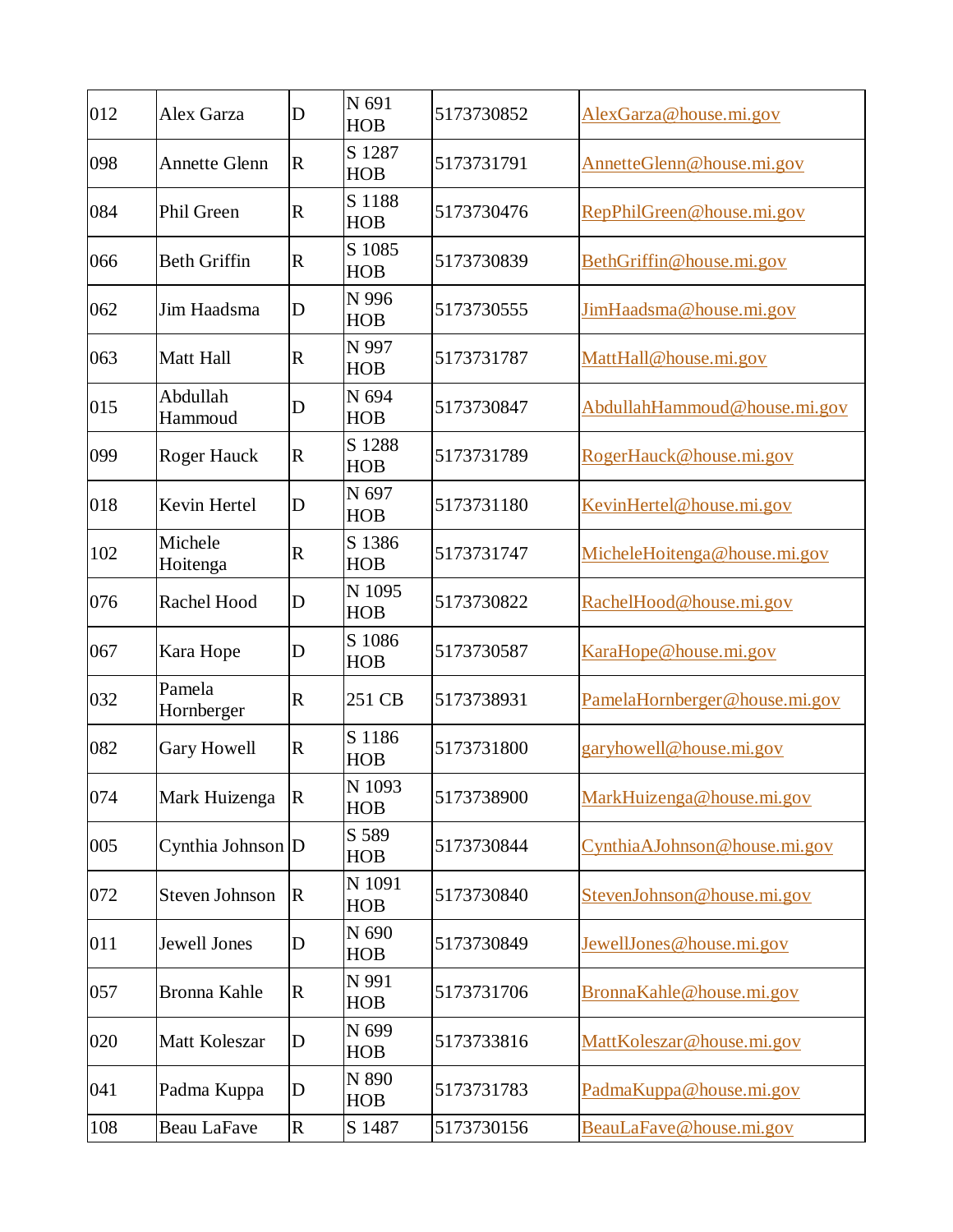| 012 | Alex Garza | D | N 691 HOB | 5173730852 | AlexGarza@house.mi.gov |
|---|---|---|---|---|---|
| 098 | Annette Glenn | R | S 1287 HOB | 5173731791 | AnnetteGlenn@house.mi.gov |
| 084 | Phil Green | R | S 1188 HOB | 5173730476 | RepPhilGreen@house.mi.gov |
| 066 | Beth Griffin | R | S 1085 HOB | 5173730839 | BethGriffin@house.mi.gov |
| 062 | Jim Haadsma | D | N 996 HOB | 5173730555 | JimHaadsma@house.mi.gov |
| 063 | Matt Hall | R | N 997 HOB | 5173731787 | MattHall@house.mi.gov |
| 015 | Abdullah Hammoud | D | N 694 HOB | 5173730847 | AbdullahHammoud@house.mi.gov |
| 099 | Roger Hauck | R | S 1288 HOB | 5173731789 | RogerHauck@house.mi.gov |
| 018 | Kevin Hertel | D | N 697 HOB | 5173731180 | KevinHertel@house.mi.gov |
| 102 | Michele Hoitenga | R | S 1386 HOB | 5173731747 | MicheleHoitenga@house.mi.gov |
| 076 | Rachel Hood | D | N 1095 HOB | 5173730822 | RachelHood@house.mi.gov |
| 067 | Kara Hope | D | S 1086 HOB | 5173730587 | KaraHope@house.mi.gov |
| 032 | Pamela Hornberger | R | 251 CB | 5173738931 | PamelaHornberger@house.mi.gov |
| 082 | Gary Howell | R | S 1186 HOB | 5173731800 | garyhowell@house.mi.gov |
| 074 | Mark Huizenga | R | N 1093 HOB | 5173738900 | MarkHuizenga@house.mi.gov |
| 005 | Cynthia Johnson | D | S 589 HOB | 5173730844 | CynthiaAJohnson@house.mi.gov |
| 072 | Steven Johnson | R | N 1091 HOB | 5173730840 | StevenJohnson@house.mi.gov |
| 011 | Jewell Jones | D | N 690 HOB | 5173730849 | JewellJones@house.mi.gov |
| 057 | Bronna Kahle | R | N 991 HOB | 5173731706 | BronnaKahle@house.mi.gov |
| 020 | Matt Koleszar | D | N 699 HOB | 5173733816 | MattKoleszar@house.mi.gov |
| 041 | Padma Kuppa | D | N 890 HOB | 5173731783 | PadmaKuppa@house.mi.gov |
| 108 | Beau LaFave | R | S 1487 | 5173730156 | BeauLaFave@house.mi.gov |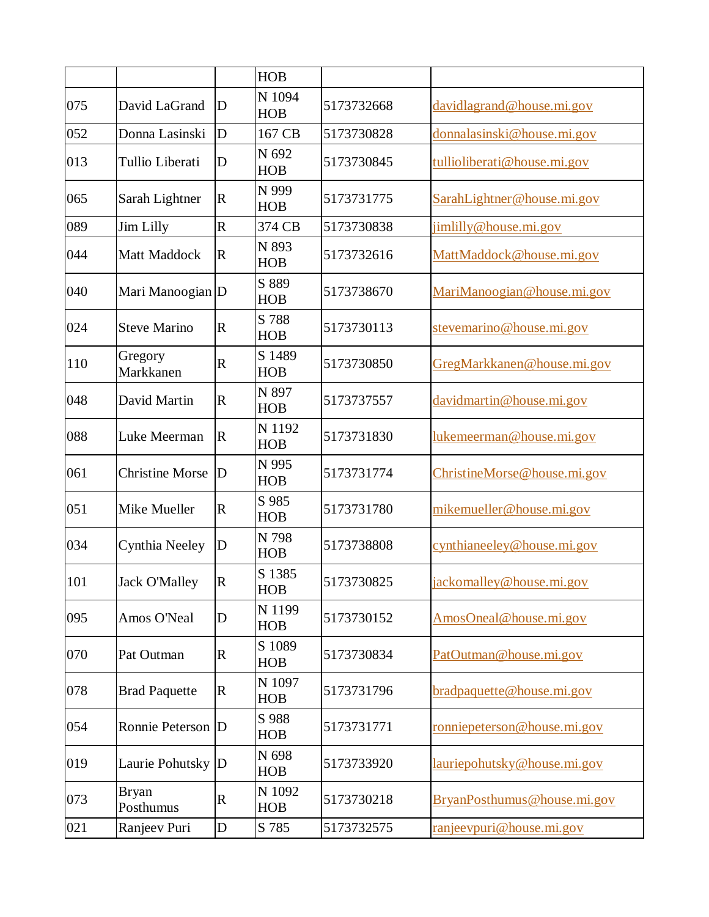| | | | HOB | | |
|---|---|---|---|---|---|
| 075 | David LaGrand | D | N 1094 HOB | 5173732668 | davidlagrand@house.mi.gov |
| 052 | Donna Lasinski | D | 167 CB | 5173730828 | donnalasinski@house.mi.gov |
| 013 | Tullio Liberati | D | N 692 HOB | 5173730845 | tullioliberati@house.mi.gov |
| 065 | Sarah Lightner | R | N 999 HOB | 5173731775 | SarahLightner@house.mi.gov |
| 089 | Jim Lilly | R | 374 CB | 5173730838 | jimlilly@house.mi.gov |
| 044 | Matt Maddock | R | N 893 HOB | 5173732616 | MattMaddock@house.mi.gov |
| 040 | Mari Manoogian | D | S 889 HOB | 5173738670 | MariManoogian@house.mi.gov |
| 024 | Steve Marino | R | S 788 HOB | 5173730113 | stevemarino@house.mi.gov |
| 110 | Gregory Markkanen | R | S 1489 HOB | 5173730850 | GregMarkkanen@house.mi.gov |
| 048 | David Martin | R | N 897 HOB | 5173737557 | davidmartin@house.mi.gov |
| 088 | Luke Meerman | R | N 1192 HOB | 5173731830 | lukemeerman@house.mi.gov |
| 061 | Christine Morse | D | N 995 HOB | 5173731774 | ChristineMorse@house.mi.gov |
| 051 | Mike Mueller | R | S 985 HOB | 5173731780 | mikemueller@house.mi.gov |
| 034 | Cynthia Neeley | D | N 798 HOB | 5173738808 | cynthianeeley@house.mi.gov |
| 101 | Jack O'Malley | R | S 1385 HOB | 5173730825 | jackomalley@house.mi.gov |
| 095 | Amos O'Neal | D | N 1199 HOB | 5173730152 | AmosOneal@house.mi.gov |
| 070 | Pat Outman | R | S 1089 HOB | 5173730834 | PatOutman@house.mi.gov |
| 078 | Brad Paquette | R | N 1097 HOB | 5173731796 | bradpaquette@house.mi.gov |
| 054 | Ronnie Peterson | D | S 988 HOB | 5173731771 | ronniepeterson@house.mi.gov |
| 019 | Laurie Pohutsky | D | N 698 HOB | 5173733920 | lauriepohutsky@house.mi.gov |
| 073 | Bryan Posthumus | R | N 1092 HOB | 5173730218 | BryanPosthumus@house.mi.gov |
| 021 | Ranjeev Puri | D | S 785 | 5173732575 | ranjeevpuri@house.mi.gov |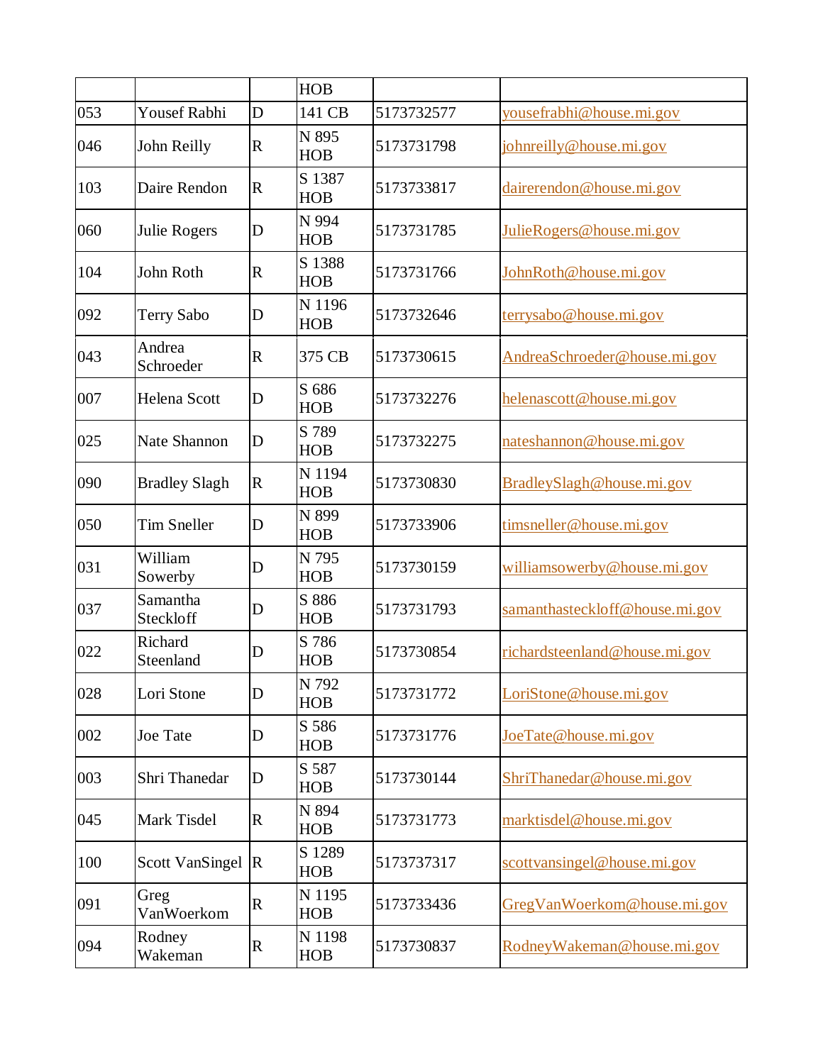| | | | HOB | | |
|---|---|---|---|---|---|
| 053 | Yousef Rabhi | D | 141 CB | 5173732577 | yousefrabhi@house.mi.gov |
| 046 | John Reilly | R | N 895 HOB | 5173731798 | johnreilly@house.mi.gov |
| 103 | Daire Rendon | R | S 1387 HOB | 5173733817 | dairerendon@house.mi.gov |
| 060 | Julie Rogers | D | N 994 HOB | 5173731785 | JulieRogers@house.mi.gov |
| 104 | John Roth | R | S 1388 HOB | 5173731766 | JohnRoth@house.mi.gov |
| 092 | Terry Sabo | D | N 1196 HOB | 5173732646 | terrysabo@house.mi.gov |
| 043 | Andrea Schroeder | R | 375 CB | 5173730615 | AndreaSchroeder@house.mi.gov |
| 007 | Helena Scott | D | S 686 HOB | 5173732276 | helenascott@house.mi.gov |
| 025 | Nate Shannon | D | S 789 HOB | 5173732275 | nateshannon@house.mi.gov |
| 090 | Bradley Slagh | R | N 1194 HOB | 5173730830 | BradleySlagh@house.mi.gov |
| 050 | Tim Sneller | D | N 899 HOB | 5173733906 | timsneller@house.mi.gov |
| 031 | William Sowerby | D | N 795 HOB | 5173730159 | williamsowerby@house.mi.gov |
| 037 | Samantha Steckloff | D | S 886 HOB | 5173731793 | samanthasteckloff@house.mi.gov |
| 022 | Richard Steenland | D | S 786 HOB | 5173730854 | richardsteenland@house.mi.gov |
| 028 | Lori Stone | D | N 792 HOB | 5173731772 | LoriStone@house.mi.gov |
| 002 | Joe Tate | D | S 586 HOB | 5173731776 | JoeTate@house.mi.gov |
| 003 | Shri Thanedar | D | S 587 HOB | 5173730144 | ShriThanedar@house.mi.gov |
| 045 | Mark Tisdel | R | N 894 HOB | 5173731773 | marktisdel@house.mi.gov |
| 100 | Scott VanSingel | R | S 1289 HOB | 5173737317 | scottvansingel@house.mi.gov |
| 091 | Greg VanWoerkom | R | N 1195 HOB | 5173733436 | GregVanWoerkom@house.mi.gov |
| 094 | Rodney Wakeman | R | N 1198 HOB | 5173730837 | RodneyWakeman@house.mi.gov |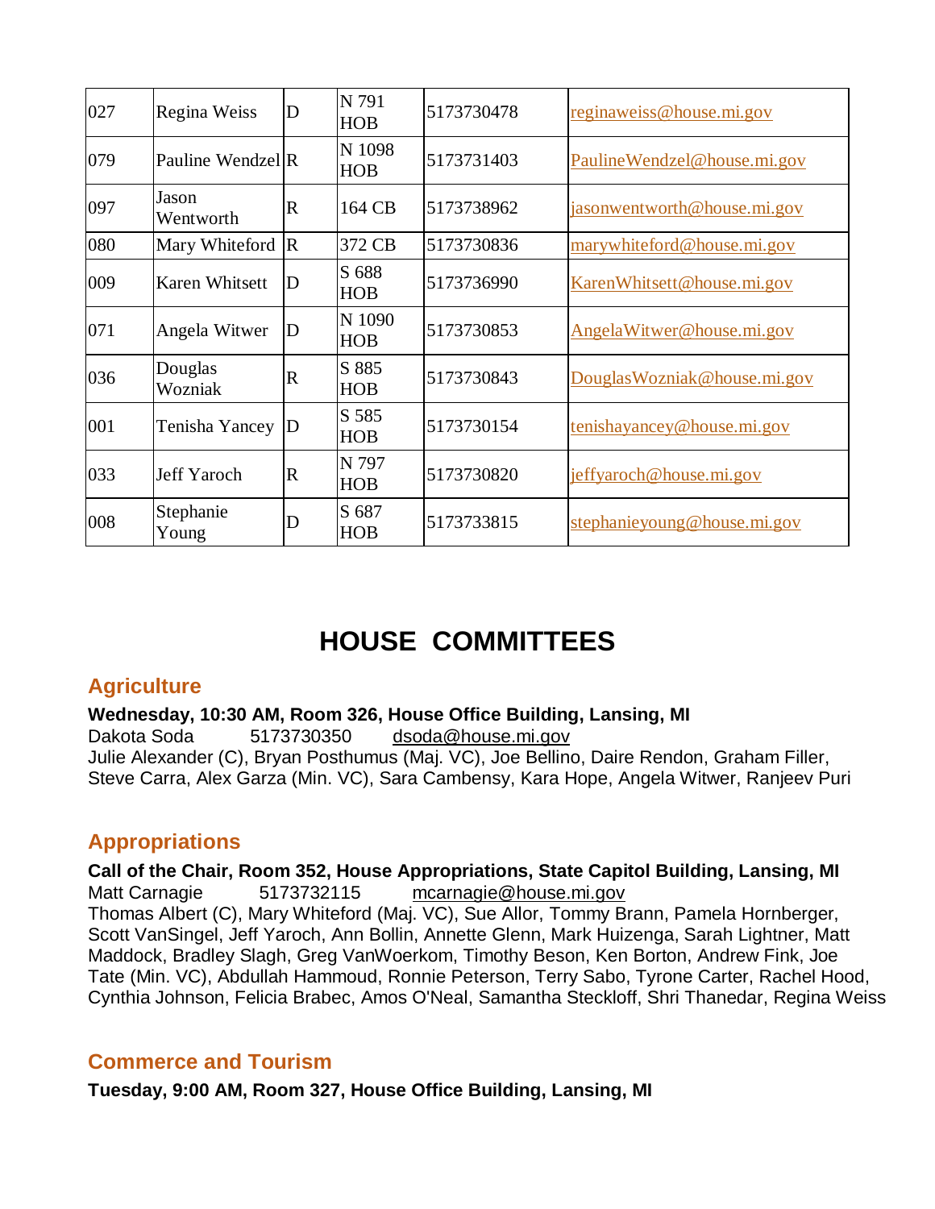| 027 | Regina Weiss | D | N 791 HOB | 5173730478 | reginaweiss@house.mi.gov |
|---|---|---|---|---|---|
| 079 | Pauline Wendzel | R | N 1098 HOB | 5173731403 | PaulineWendzel@house.mi.gov |
| 097 | Jason Wentworth | R | 164 CB | 5173738962 | jasonwentworth@house.mi.gov |
| 080 | Mary Whiteford | R | 372 CB | 5173730836 | marywhiteford@house.mi.gov |
| 009 | Karen Whitsett | D | S 688 HOB | 5173736990 | KarenWhitsett@house.mi.gov |
| 071 | Angela Witwer | D | N 1090 HOB | 5173730853 | AngelaWitwer@house.mi.gov |
| 036 | Douglas Wozniak | R | S 885 HOB | 5173730843 | DouglasWozniak@house.mi.gov |
| 001 | Tenisha Yancey | D | S 585 HOB | 5173730154 | tenishayancey@house.mi.gov |
| 033 | Jeff Yaroch | R | N 797 HOB | 5173730820 | jeffyaroch@house.mi.gov |
| 008 | Stephanie Young | D | S 687 HOB | 5173733815 | stephanieyoung@house.mi.gov |

# HOUSE COMMITTEES

## Agriculture

**Wednesday, 10:30 AM, Room 326, House Office Building, Lansing, MI**
Dakota Soda 5173730350 dsoda@house.mi.gov
Julie Alexander (C), Bryan Posthumus (Maj. VC), Joe Bellino, Daire Rendon, Graham Filler, Steve Carra, Alex Garza (Min. VC), Sara Cambensy, Kara Hope, Angela Witwer, Ranjeev Puri

## Appropriations

**Call of the Chair, Room 352, House Appropriations, State Capitol Building, Lansing, MI**
Matt Carnagie 5173732115 mcarnagie@house.mi.gov
Thomas Albert (C), Mary Whiteford (Maj. VC), Sue Allor, Tommy Brann, Pamela Hornberger, Scott VanSingel, Jeff Yaroch, Ann Bollin, Annette Glenn, Mark Huizenga, Sarah Lightner, Matt Maddock, Bradley Slagh, Greg VanWoerkom, Timothy Beson, Ken Borton, Andrew Fink, Joe Tate (Min. VC), Abdullah Hammoud, Ronnie Peterson, Terry Sabo, Tyrone Carter, Rachel Hood, Cynthia Johnson, Felicia Brabec, Amos O'Neal, Samantha Steckloff, Shri Thanedar, Regina Weiss

## Commerce and Tourism

**Tuesday, 9:00 AM, Room 327, House Office Building, Lansing, MI**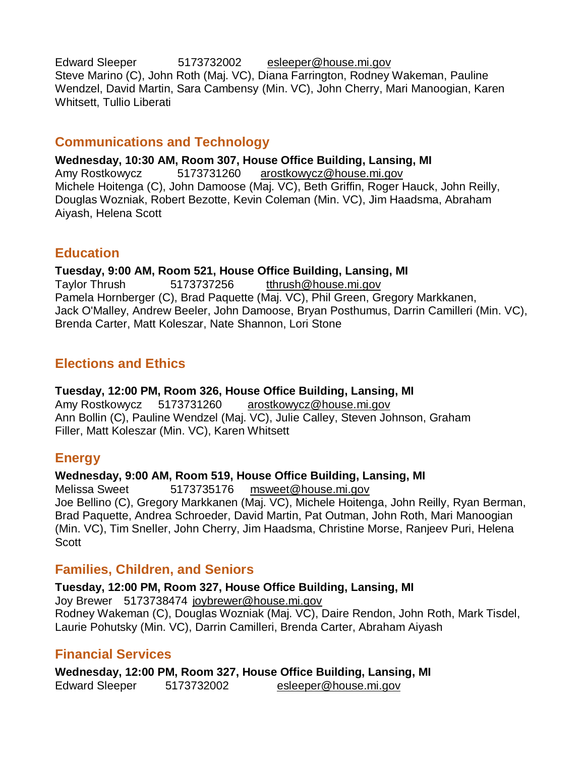Edward Sleeper 5173732002 esleeper@house.mi.gov
Steve Marino (C), John Roth (Maj. VC), Diana Farrington, Rodney Wakeman, Pauline Wendzel, David Martin, Sara Cambensy (Min. VC), John Cherry, Mari Manoogian, Karen Whitsett, Tullio Liberati

## Communications and Technology

**Wednesday, 10:30 AM, Room 307, House Office Building, Lansing, MI**
Amy Rostkowycz 5173731260 arostkowycz@house.mi.gov
Michele Hoitenga (C), John Damoose (Maj. VC), Beth Griffin, Roger Hauck, John Reilly, Douglas Wozniak, Robert Bezotte, Kevin Coleman (Min. VC), Jim Haadsma, Abraham Aiyash, Helena Scott

## Education

**Tuesday, 9:00 AM, Room 521, House Office Building, Lansing, MI**
Taylor Thrush 5173737256 tthrush@house.mi.gov
Pamela Hornberger (C), Brad Paquette (Maj. VC), Phil Green, Gregory Markkanen, Jack O'Malley, Andrew Beeler, John Damoose, Bryan Posthumus, Darrin Camilleri (Min. VC), Brenda Carter, Matt Koleszar, Nate Shannon, Lori Stone

## Elections and Ethics

**Tuesday, 12:00 PM, Room 326, House Office Building, Lansing, MI**
Amy Rostkowycz 5173731260 arostkowycz@house.mi.gov
Ann Bollin (C), Pauline Wendzel (Maj. VC), Julie Calley, Steven Johnson, Graham Filler, Matt Koleszar (Min. VC), Karen Whitsett

## Energy

**Wednesday, 9:00 AM, Room 519, House Office Building, Lansing, MI**
Melissa Sweet 5173735176 msweet@house.mi.gov
Joe Bellino (C), Gregory Markkanen (Maj. VC), Michele Hoitenga, John Reilly, Ryan Berman, Brad Paquette, Andrea Schroeder, David Martin, Pat Outman, John Roth, Mari Manoogian (Min. VC), Tim Sneller, John Cherry, Jim Haadsma, Christine Morse, Ranjeev Puri, Helena Scott

## Families, Children, and Seniors

**Tuesday, 12:00 PM, Room 327, House Office Building, Lansing, MI**
Joy Brewer 5173738474 joybrewer@house.mi.gov
Rodney Wakeman (C), Douglas Wozniak (Maj. VC), Daire Rendon, John Roth, Mark Tisdel, Laurie Pohutsky (Min. VC), Darrin Camilleri, Brenda Carter, Abraham Aiyash

## Financial Services

**Wednesday, 12:00 PM, Room 327, House Office Building, Lansing, MI**
Edward Sleeper 5173732002 esleeper@house.mi.gov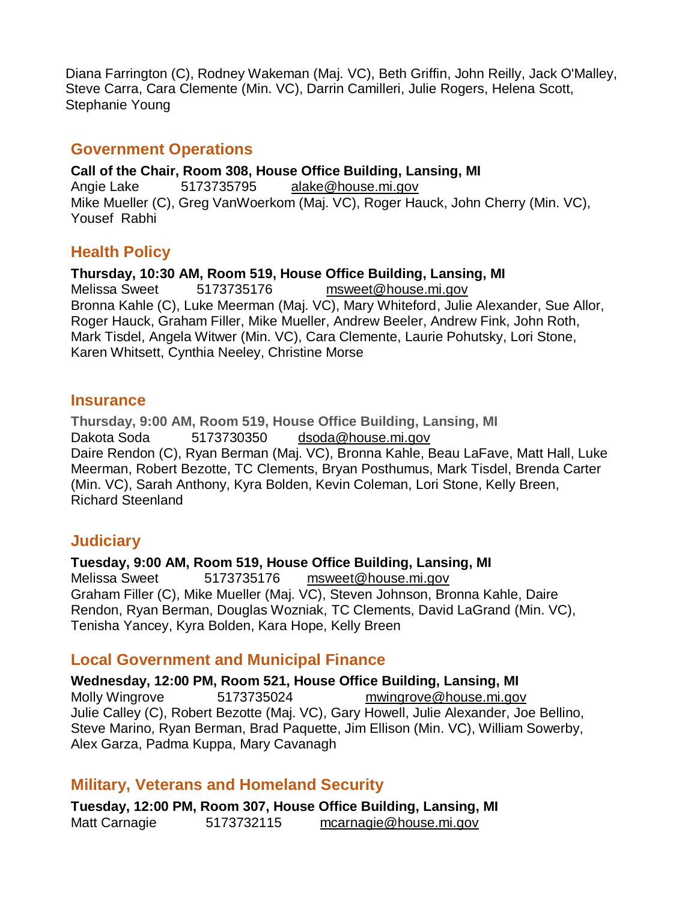Diana Farrington (C), Rodney Wakeman (Maj. VC), Beth Griffin, John Reilly, Jack O'Malley, Steve Carra, Cara Clemente (Min. VC), Darrin Camilleri, Julie Rogers, Helena Scott, Stephanie Young

## Government Operations

**Call of the Chair, Room 308, House Office Building, Lansing, MI**
Angie Lake 5173735795 alake@house.mi.gov
Mike Mueller (C), Greg VanWoerkom (Maj. VC), Roger Hauck, John Cherry (Min. VC), Yousef Rabhi

## Health Policy

**Thursday, 10:30 AM, Room 519, House Office Building, Lansing, MI**
Melissa Sweet 5173735176 msweet@house.mi.gov
Bronna Kahle (C), Luke Meerman (Maj. VC), Mary Whiteford, Julie Alexander, Sue Allor, Roger Hauck, Graham Filler, Mike Mueller, Andrew Beeler, Andrew Fink, John Roth, Mark Tisdel, Angela Witwer (Min. VC), Cara Clemente, Laurie Pohutsky, Lori Stone, Karen Whitsett, Cynthia Neeley, Christine Morse

## Insurance

**Thursday, 9:00 AM, Room 519, House Office Building, Lansing, MI**
Dakota Soda 5173730350 dsoda@house.mi.gov
Daire Rendon (C), Ryan Berman (Maj. VC), Bronna Kahle, Beau LaFave, Matt Hall, Luke Meerman, Robert Bezotte, TC Clements, Bryan Posthumus, Mark Tisdel, Brenda Carter (Min. VC), Sarah Anthony, Kyra Bolden, Kevin Coleman, Lori Stone, Kelly Breen, Richard Steenland

## Judiciary

**Tuesday, 9:00 AM, Room 519, House Office Building, Lansing, MI**
Melissa Sweet 5173735176 msweet@house.mi.gov
Graham Filler (C), Mike Mueller (Maj. VC), Steven Johnson, Bronna Kahle, Daire Rendon, Ryan Berman, Douglas Wozniak, TC Clements, David LaGrand (Min. VC), Tenisha Yancey, Kyra Bolden, Kara Hope, Kelly Breen

## Local Government and Municipal Finance

**Wednesday, 12:00 PM, Room 521, House Office Building, Lansing, MI**
Molly Wingrove 5173735024 mwingrove@house.mi.gov
Julie Calley (C), Robert Bezotte (Maj. VC), Gary Howell, Julie Alexander, Joe Bellino, Steve Marino, Ryan Berman, Brad Paquette, Jim Ellison (Min. VC), William Sowerby, Alex Garza, Padma Kuppa, Mary Cavanagh

## Military, Veterans and Homeland Security

**Tuesday, 12:00 PM, Room 307, House Office Building, Lansing, MI**
Matt Carnagie 5173732115 mcarnagie@house.mi.gov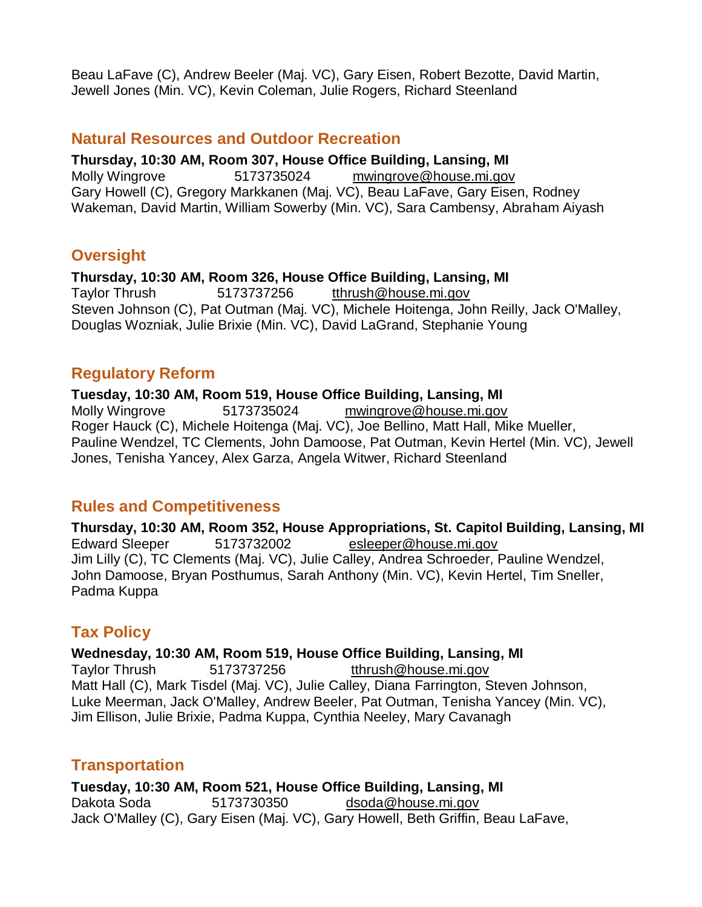Beau LaFave (C), Andrew Beeler (Maj. VC), Gary Eisen, Robert Bezotte, David Martin, Jewell Jones (Min. VC), Kevin Coleman, Julie Rogers, Richard Steenland

## Natural Resources and Outdoor Recreation

**Thursday, 10:30 AM, Room 307, House Office Building, Lansing, MI**
Molly Wingrove 5173735024 mwingrove@house.mi.gov
Gary Howell (C), Gregory Markkanen (Maj. VC), Beau LaFave, Gary Eisen, Rodney Wakeman, David Martin, William Sowerby (Min. VC), Sara Cambensy, Abraham Aiyash

## Oversight

**Thursday, 10:30 AM, Room 326, House Office Building, Lansing, MI**
Taylor Thrush 5173737256 tthrush@house.mi.gov
Steven Johnson (C), Pat Outman (Maj. VC), Michele Hoitenga, John Reilly, Jack O'Malley, Douglas Wozniak, Julie Brixie (Min. VC), David LaGrand, Stephanie Young

## Regulatory Reform

**Tuesday, 10:30 AM, Room 519, House Office Building, Lansing, MI**
Molly Wingrove 5173735024 mwingrove@house.mi.gov
Roger Hauck (C), Michele Hoitenga (Maj. VC), Joe Bellino, Matt Hall, Mike Mueller, Pauline Wendzel, TC Clements, John Damoose, Pat Outman, Kevin Hertel (Min. VC), Jewell Jones, Tenisha Yancey, Alex Garza, Angela Witwer, Richard Steenland

## Rules and Competitiveness

**Thursday, 10:30 AM, Room 352, House Appropriations, St. Capitol Building, Lansing, MI**
Edward Sleeper 5173732002 esleeper@house.mi.gov
Jim Lilly (C), TC Clements (Maj. VC), Julie Calley, Andrea Schroeder, Pauline Wendzel, John Damoose, Bryan Posthumus, Sarah Anthony (Min. VC), Kevin Hertel, Tim Sneller, Padma Kuppa

## Tax Policy

**Wednesday, 10:30 AM, Room 519, House Office Building, Lansing, MI**
Taylor Thrush 5173737256 tthrush@house.mi.gov
Matt Hall (C), Mark Tisdel (Maj. VC), Julie Calley, Diana Farrington, Steven Johnson, Luke Meerman, Jack O'Malley, Andrew Beeler, Pat Outman, Tenisha Yancey (Min. VC), Jim Ellison, Julie Brixie, Padma Kuppa, Cynthia Neeley, Mary Cavanagh

## Transportation

**Tuesday, 10:30 AM, Room 521, House Office Building, Lansing, MI**
Dakota Soda 5173730350 dsoda@house.mi.gov
Jack O'Malley (C), Gary Eisen (Maj. VC), Gary Howell, Beth Griffin, Beau LaFave,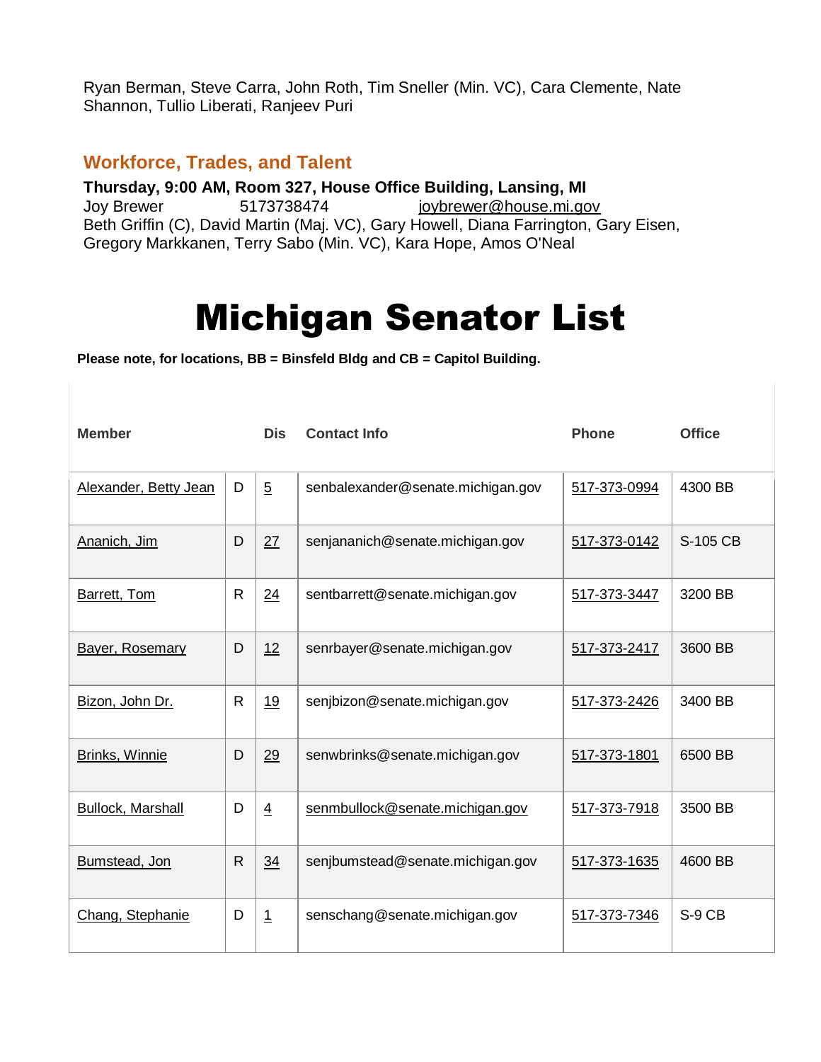Ryan Berman, Steve Carra, John Roth, Tim Sneller (Min. VC), Cara Clemente, Nate Shannon, Tullio Liberati, Ranjeev Puri

### Workforce, Trades, and Talent

**Thursday, 9:00 AM, Room 327, House Office Building, Lansing, MI**
Joy Brewer 5173738474 joybrewer@house.mi.gov
Beth Griffin (C), David Martin (Maj. VC), Gary Howell, Diana Farrington, Gary Eisen, Gregory Markkanen, Terry Sabo (Min. VC), Kara Hope, Amos O'Neal

# Michigan Senator List

**Please note, for locations, BB = Binsfeld Bldg and CB = Capitol Building.**

| Member | | Dis | Contact Info | Phone | Office |
|---|---|---|---|---|---|
| Alexander, Betty Jean | D | 5 | senbalexander@senate.michigan.gov | 517-373-0994 | 4300 BB |
| Ananich, Jim | D | 27 | senjananich@senate.michigan.gov | 517-373-0142 | S-105 CB |
| Barrett, Tom | R | 24 | sentbarrett@senate.michigan.gov | 517-373-3447 | 3200 BB |
| Bayer, Rosemary | D | 12 | senrbayer@senate.michigan.gov | 517-373-2417 | 3600 BB |
| Bizon, John Dr. | R | 19 | senjbizon@senate.michigan.gov | 517-373-2426 | 3400 BB |
| Brinks, Winnie | D | 29 | senwbrinks@senate.michigan.gov | 517-373-1801 | 6500 BB |
| Bullock, Marshall | D | 4 | senmbullock@senate.michigan.gov | 517-373-7918 | 3500 BB |
| Bumstead, Jon | R | 34 | senjbumstead@senate.michigan.gov | 517-373-1635 | 4600 BB |
| Chang, Stephanie | D | 1 | senschang@senate.michigan.gov | 517-373-7346 | S-9 CB |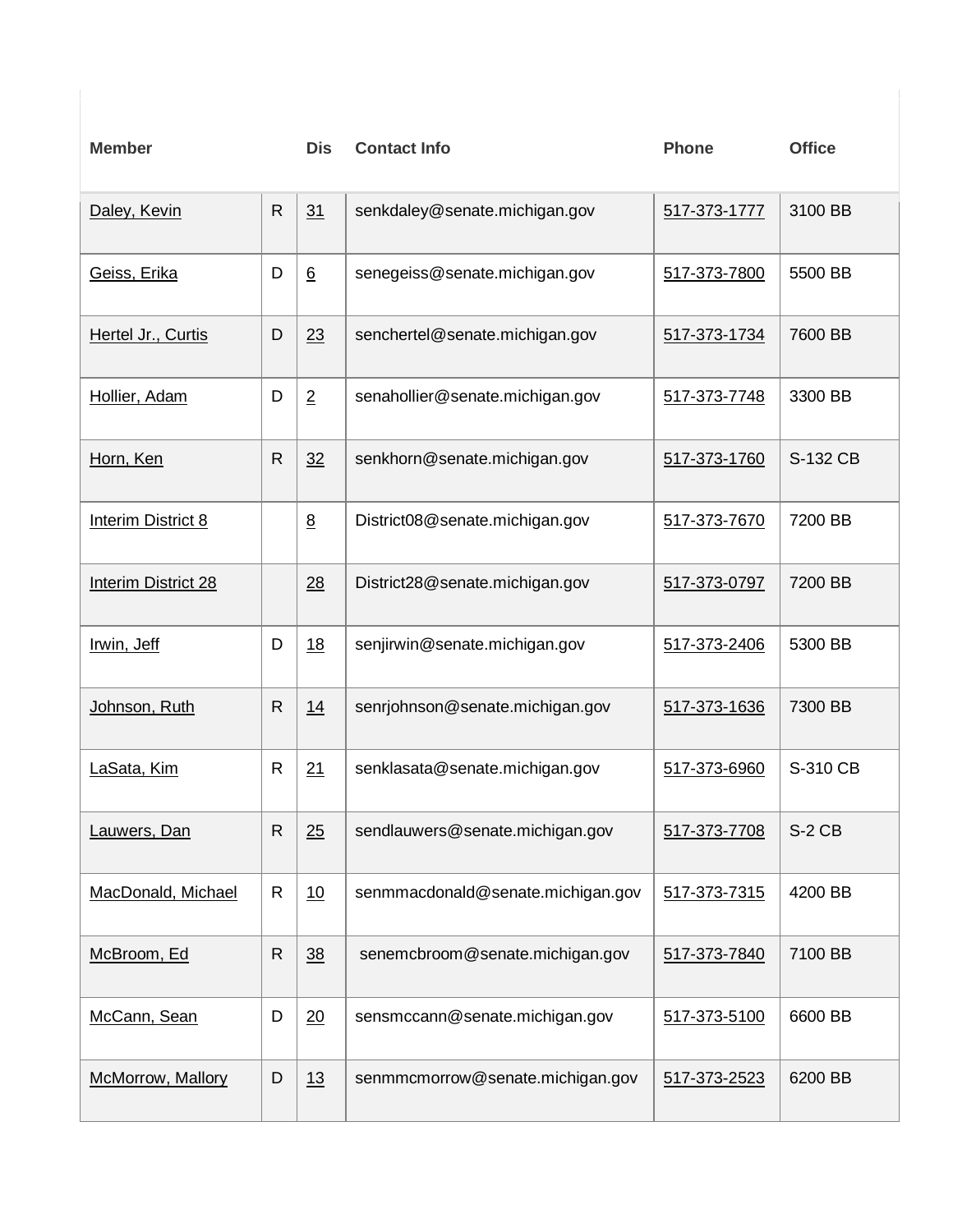| Member | | Dis | Contact Info | Phone | Office |
|---|---|---|---|---|---|
| Daley, Kevin | R | 31 | senkdaley@senate.michigan.gov | 517-373-1777 | 3100 BB |
| Geiss, Erika | D | 6 | senegeiss@senate.michigan.gov | 517-373-7800 | 5500 BB |
| Hertel Jr., Curtis | D | 23 | senchertel@senate.michigan.gov | 517-373-1734 | 7600 BB |
| Hollier, Adam | D | 2 | senahollier@senate.michigan.gov | 517-373-7748 | 3300 BB |
| Horn, Ken | R | 32 | senkhorn@senate.michigan.gov | 517-373-1760 | S-132 CB |
| Interim District 8 | | 8 | District08@senate.michigan.gov | 517-373-7670 | 7200 BB |
| Interim District 28 | | 28 | District28@senate.michigan.gov | 517-373-0797 | 7200 BB |
| Irwin, Jeff | D | 18 | senjirwin@senate.michigan.gov | 517-373-2406 | 5300 BB |
| Johnson, Ruth | R | 14 | senrjohnson@senate.michigan.gov | 517-373-1636 | 7300 BB |
| LaSata, Kim | R | 21 | senklasata@senate.michigan.gov | 517-373-6960 | S-310 CB |
| Lauwers, Dan | R | 25 | sendlauwers@senate.michigan.gov | 517-373-7708 | S-2 CB |
| MacDonald, Michael | R | 10 | senmmacdonald@senate.michigan.gov | 517-373-7315 | 4200 BB |
| McBroom, Ed | R | 38 | senemcbroom@senate.michigan.gov | 517-373-7840 | 7100 BB |
| McCann, Sean | D | 20 | sensmccann@senate.michigan.gov | 517-373-5100 | 6600 BB |
| McMorrow, Mallory | D | 13 | senmmcmorrow@senate.michigan.gov | 517-373-2523 | 6200 BB |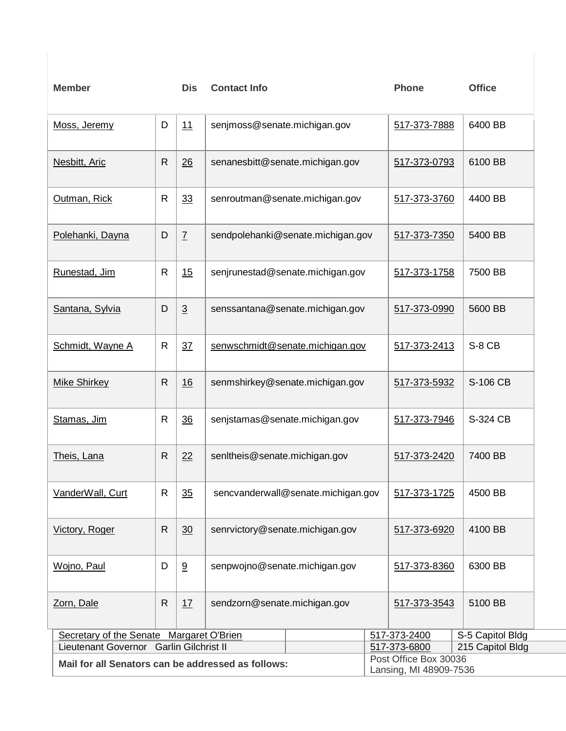| Member | | Dis | Contact Info | Phone | Office |
|---|---|---|---|---|---|
| Moss, Jeremy | D | 11 | senjmoss@senate.michigan.gov | 517-373-7888 | 6400 BB |
| Nesbitt, Aric | R | 26 | senanesbitt@senate.michigan.gov | 517-373-0793 | 6100 BB |
| Outman, Rick | R | 33 | senroutman@senate.michigan.gov | 517-373-3760 | 4400 BB |
| Polehanki, Dayna | D | 7 | sendpolehanki@senate.michigan.gov | 517-373-7350 | 5400 BB |
| Runestad, Jim | R | 15 | senjrunestad@senate.michigan.gov | 517-373-1758 | 7500 BB |
| Santana, Sylvia | D | 3 | senssantana@senate.michigan.gov | 517-373-0990 | 5600 BB |
| Schmidt, Wayne A | R | 37 | senwschmidt@senate.michigan.gov | 517-373-2413 | S-8 CB |
| Mike Shirkey | R | 16 | senmshirkey@senate.michigan.gov | 517-373-5932 | S-106 CB |
| Stamas, Jim | R | 36 | senjstamas@senate.michigan.gov | 517-373-7946 | S-324 CB |
| Theis, Lana | R | 22 | senltheis@senate.michigan.gov | 517-373-2420 | 7400 BB |
| VanderWall, Curt | R | 35 | sencvanderwall@senate.michigan.gov | 517-373-1725 | 4500 BB |
| Victory, Roger | R | 30 | senrvictory@senate.michigan.gov | 517-373-6920 | 4100 BB |
| Wojno, Paul | D | 9 | senpwojno@senate.michigan.gov | 517-373-8360 | 6300 BB |
| Zorn, Dale | R | 17 | sendzorn@senate.michigan.gov | 517-373-3543 | 5100 BB |

| | | | |
|---|---|---|---|
| Secretary of the Senate Margaret O'Brien | | 517-373-2400 | S-5 Capitol Bldg |
| Lieutenant Governor Garlin Gilchrist II | | 517-373-6800 | 215 Capitol Bldg |
| **Mail for all Senators can be addressed as follows:** | | Post Office Box 30036<br>Lansing, MI 48909-7536 | |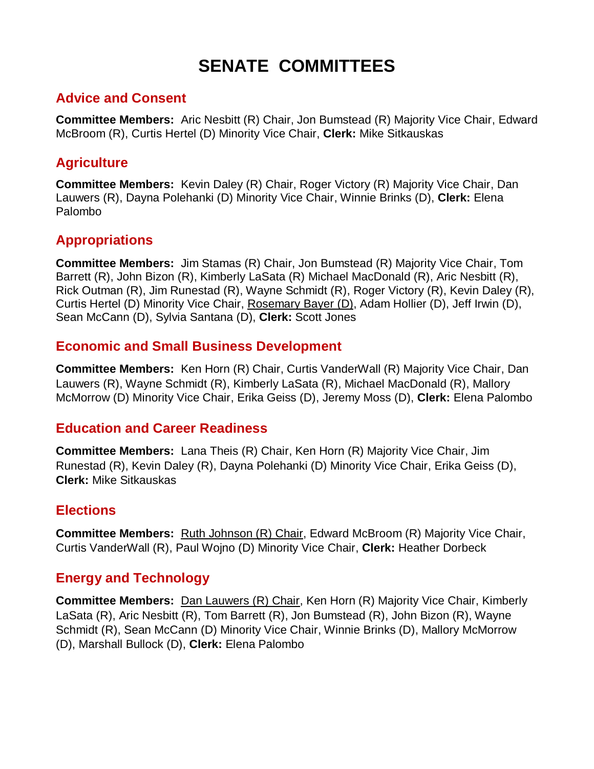# SENATE COMMITTEES

## Advice and Consent

**Committee Members:** Aric Nesbitt (R) Chair, Jon Bumstead (R) Majority Vice Chair, Edward McBroom (R), Curtis Hertel (D) Minority Vice Chair, **Clerk:** Mike Sitkauskas

## Agriculture

**Committee Members:** Kevin Daley (R) Chair, Roger Victory (R) Majority Vice Chair, Dan Lauwers (R), Dayna Polehanki (D) Minority Vice Chair, Winnie Brinks (D), **Clerk:** Elena Palombo

## Appropriations

**Committee Members:** Jim Stamas (R) Chair, Jon Bumstead (R) Majority Vice Chair, Tom Barrett (R), John Bizon (R), Kimberly LaSata (R) Michael MacDonald (R), Aric Nesbitt (R), Rick Outman (R), Jim Runestad (R), Wayne Schmidt (R), Roger Victory (R), Kevin Daley (R), Curtis Hertel (D) Minority Vice Chair, Rosemary Bayer (D), Adam Hollier (D), Jeff Irwin (D), Sean McCann (D), Sylvia Santana (D), **Clerk:** Scott Jones

## Economic and Small Business Development

**Committee Members:** Ken Horn (R) Chair, Curtis VanderWall (R) Majority Vice Chair, Dan Lauwers (R), Wayne Schmidt (R), Kimberly LaSata (R), Michael MacDonald (R), Mallory McMorrow (D) Minority Vice Chair, Erika Geiss (D), Jeremy Moss (D), **Clerk:** Elena Palombo

## Education and Career Readiness

**Committee Members:** Lana Theis (R) Chair, Ken Horn (R) Majority Vice Chair, Jim Runestad (R), Kevin Daley (R), Dayna Polehanki (D) Minority Vice Chair, Erika Geiss (D), **Clerk:** Mike Sitkauskas

## Elections

**Committee Members:** Ruth Johnson (R) Chair, Edward McBroom (R) Majority Vice Chair, Curtis VanderWall (R), Paul Wojno (D) Minority Vice Chair, **Clerk:** Heather Dorbeck

## Energy and Technology

**Committee Members:** Dan Lauwers (R) Chair, Ken Horn (R) Majority Vice Chair, Kimberly LaSata (R), Aric Nesbitt (R), Tom Barrett (R), Jon Bumstead (R), John Bizon (R), Wayne Schmidt (R), Sean McCann (D) Minority Vice Chair, Winnie Brinks (D), Mallory McMorrow (D), Marshall Bullock (D), **Clerk:** Elena Palombo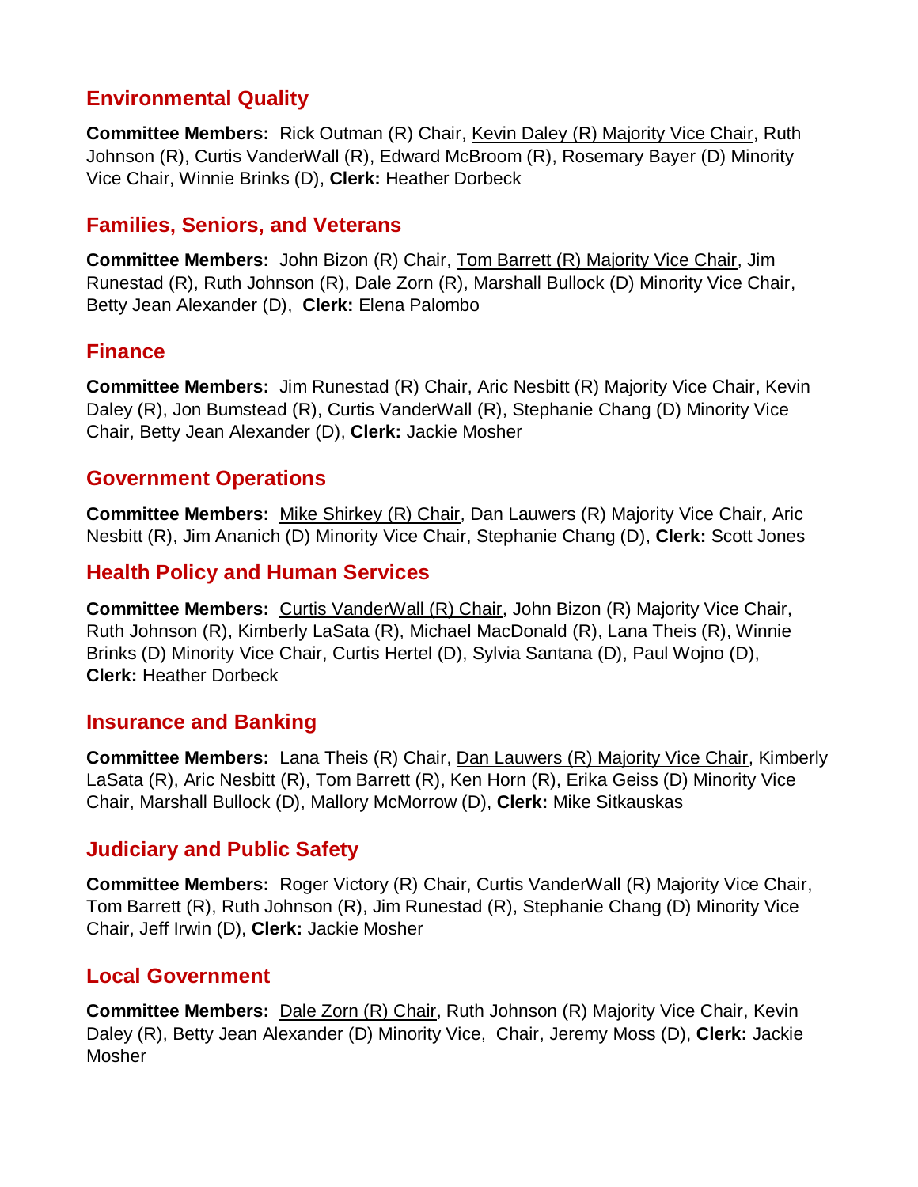## Environmental Quality

**Committee Members:** Rick Outman (R) Chair, <u>Kevin Daley (R) Majority Vice Chair</u>, Ruth Johnson (R), Curtis VanderWall (R), Edward McBroom (R), Rosemary Bayer (D) Minority Vice Chair, Winnie Brinks (D), **Clerk:** Heather Dorbeck

## Families, Seniors, and Veterans

**Committee Members:** John Bizon (R) Chair, <u>Tom Barrett (R) Majority Vice Chair</u>, Jim Runestad (R), Ruth Johnson (R), Dale Zorn (R), Marshall Bullock (D) Minority Vice Chair, Betty Jean Alexander (D), **Clerk:** Elena Palombo

## Finance

**Committee Members:** Jim Runestad (R) Chair, Aric Nesbitt (R) Majority Vice Chair, Kevin Daley (R), Jon Bumstead (R), Curtis VanderWall (R), Stephanie Chang (D) Minority Vice Chair, Betty Jean Alexander (D), **Clerk:** Jackie Mosher

## Government Operations

**Committee Members:** <u>Mike Shirkey (R) Chair</u>, Dan Lauwers (R) Majority Vice Chair, Aric Nesbitt (R), Jim Ananich (D) Minority Vice Chair, Stephanie Chang (D), **Clerk:** Scott Jones

## Health Policy and Human Services

**Committee Members:** <u>Curtis VanderWall (R) Chair</u>, John Bizon (R) Majority Vice Chair, Ruth Johnson (R), Kimberly LaSata (R), Michael MacDonald (R), Lana Theis (R), Winnie Brinks (D) Minority Vice Chair, Curtis Hertel (D), Sylvia Santana (D), Paul Wojno (D), **Clerk:** Heather Dorbeck

## Insurance and Banking

**Committee Members:** Lana Theis (R) Chair, <u>Dan Lauwers (R) Majority Vice Chair</u>, Kimberly LaSata (R), Aric Nesbitt (R), Tom Barrett (R), Ken Horn (R), Erika Geiss (D) Minority Vice Chair, Marshall Bullock (D), Mallory McMorrow (D), **Clerk:** Mike Sitkauskas

## Judiciary and Public Safety

**Committee Members:** <u>Roger Victory (R) Chair</u>, Curtis VanderWall (R) Majority Vice Chair, Tom Barrett (R), Ruth Johnson (R), Jim Runestad (R), Stephanie Chang (D) Minority Vice Chair, Jeff Irwin (D), **Clerk:** Jackie Mosher

## Local Government

**Committee Members:** <u>Dale Zorn (R) Chair</u>, Ruth Johnson (R) Majority Vice Chair, Kevin Daley (R), Betty Jean Alexander (D) Minority Vice, Chair, Jeremy Moss (D), **Clerk:** Jackie Mosher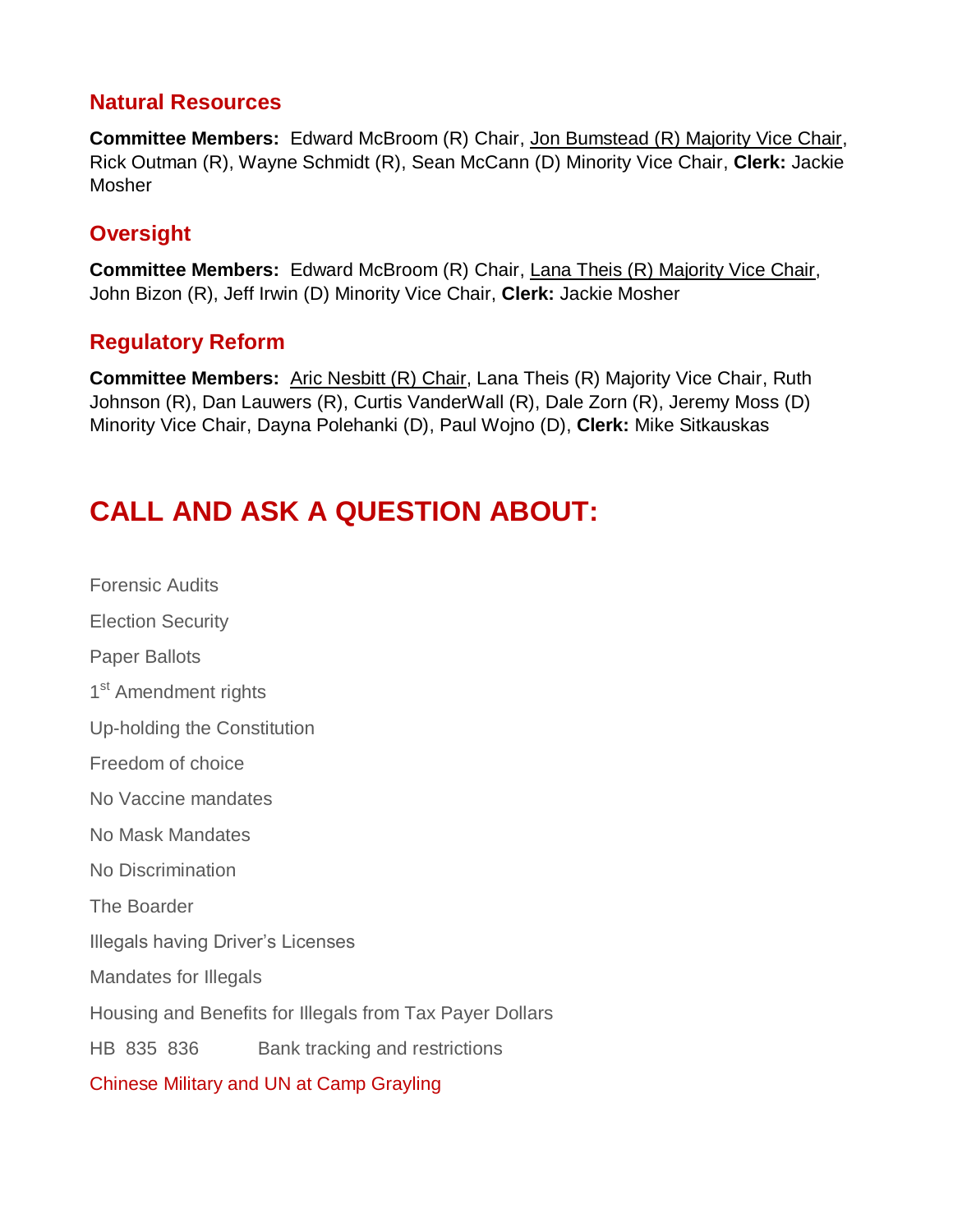## Natural Resources

**Committee Members:** Edward McBroom (R) Chair, Jon Bumstead (R) Majority Vice Chair, Rick Outman (R), Wayne Schmidt (R), Sean McCann (D) Minority Vice Chair, **Clerk:** Jackie Mosher

## Oversight

**Committee Members:** Edward McBroom (R) Chair, Lana Theis (R) Majority Vice Chair, John Bizon (R), Jeff Irwin (D) Minority Vice Chair, **Clerk:** Jackie Mosher

## Regulatory Reform

**Committee Members:** Aric Nesbitt (R) Chair, Lana Theis (R) Majority Vice Chair, Ruth Johnson (R), Dan Lauwers (R), Curtis VanderWall (R), Dale Zorn (R), Jeremy Moss (D) Minority Vice Chair, Dayna Polehanki (D), Paul Wojno (D), **Clerk:** Mike Sitkauskas

# CALL AND ASK A QUESTION ABOUT:

Forensic Audits

Election Security

Paper Ballots

1st Amendment rights

Up-holding the Constitution

Freedom of choice

No Vaccine mandates

No Mask Mandates

No Discrimination

The Boarder

Illegals having Driver's Licenses

Mandates for Illegals

Housing and Benefits for Illegals from Tax Payer Dollars

HB 835 836 Bank tracking and restrictions

Chinese Military and UN at Camp Grayling